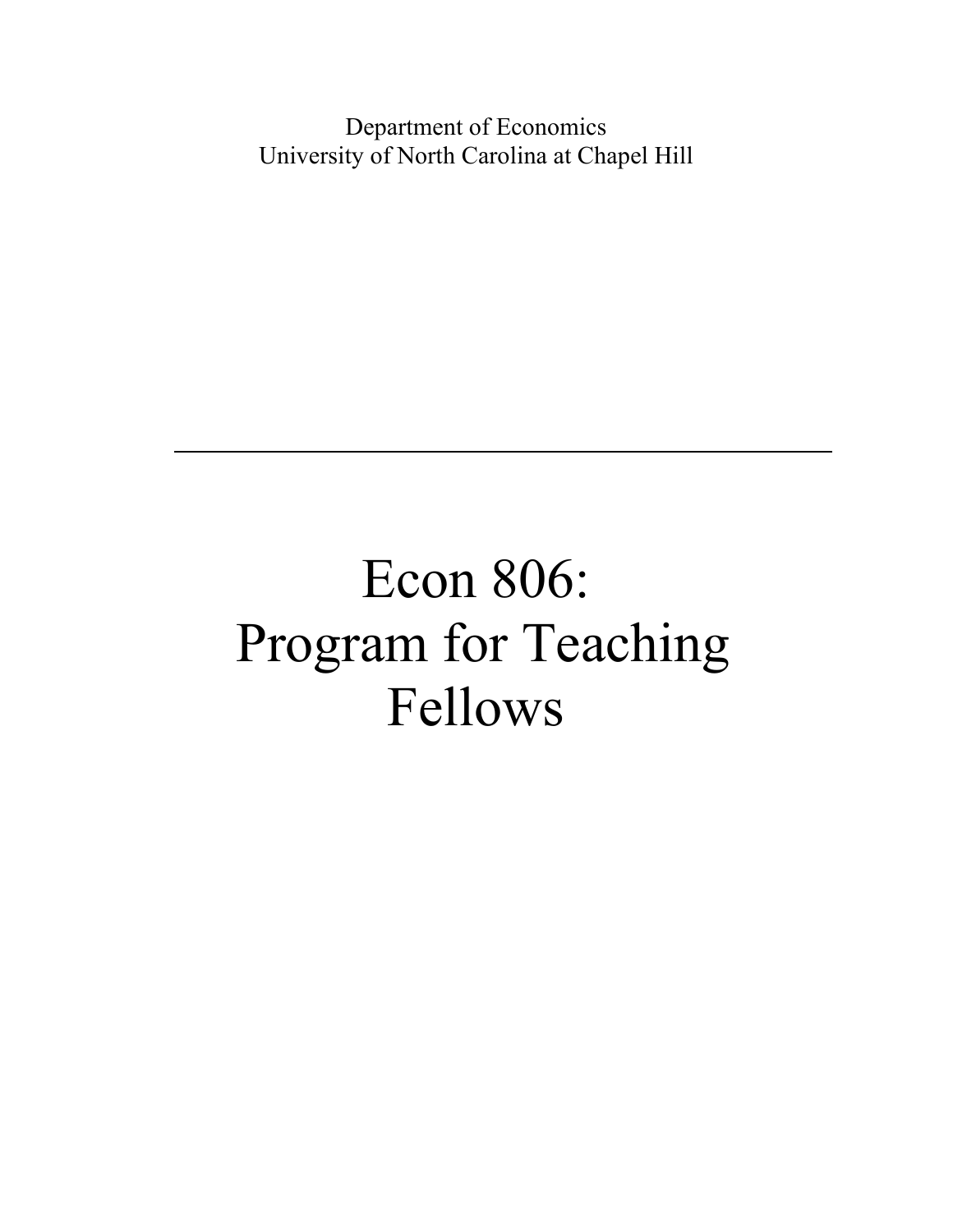Department of Economics
University of North Carolina at Chapel Hill

---

# Econ 806: Program for Teaching Fellows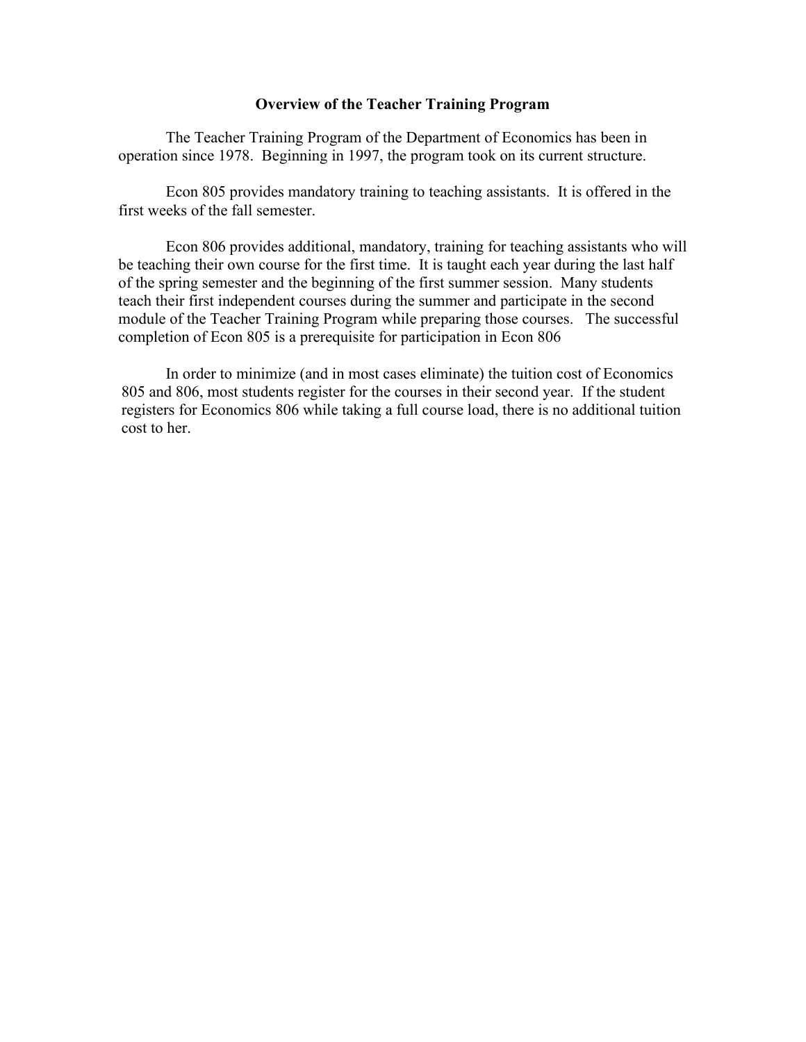## Overview of the Teacher Training Program

The Teacher Training Program of the Department of Economics has been in operation since 1978. Beginning in 1997, the program took on its current structure.

Econ 805 provides mandatory training to teaching assistants. It is offered in the first weeks of the fall semester.

Econ 806 provides additional, mandatory, training for teaching assistants who will be teaching their own course for the first time. It is taught each year during the last half of the spring semester and the beginning of the first summer session. Many students teach their first independent courses during the summer and participate in the second module of the Teacher Training Program while preparing those courses. The successful completion of Econ 805 is a prerequisite for participation in Econ 806

In order to minimize (and in most cases eliminate) the tuition cost of Economics 805 and 806, most students register for the courses in their second year. If the student registers for Economics 806 while taking a full course load, there is no additional tuition cost to her.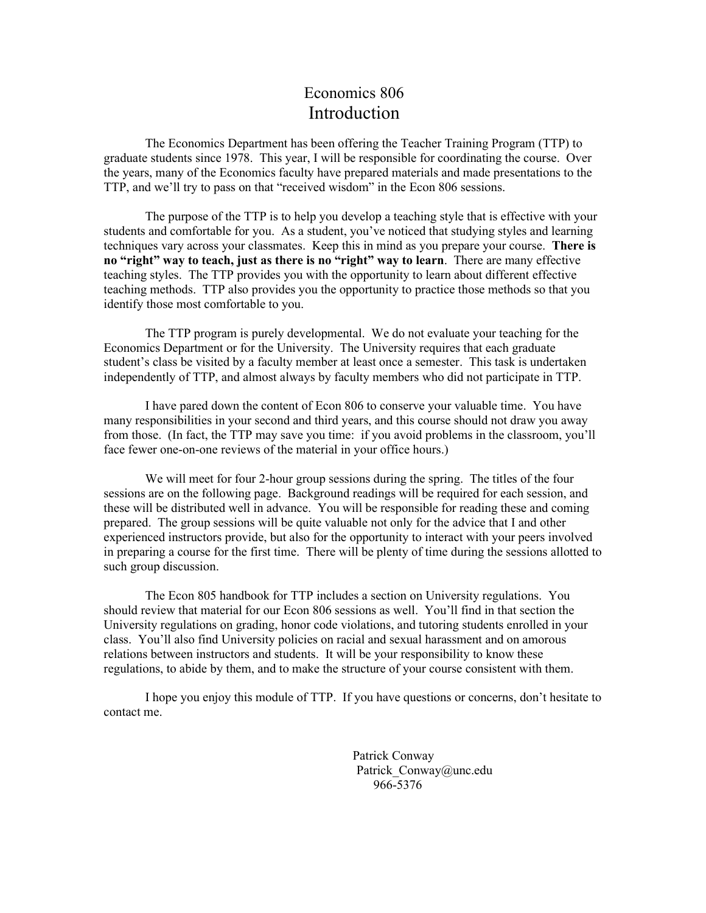# Economics 806
## Introduction

The Economics Department has been offering the Teacher Training Program (TTP) to graduate students since 1978. This year, I will be responsible for coordinating the course. Over the years, many of the Economics faculty have prepared materials and made presentations to the TTP, and we'll try to pass on that "received wisdom" in the Econ 806 sessions.

The purpose of the TTP is to help you develop a teaching style that is effective with your students and comfortable for you. As a student, you've noticed that studying styles and learning techniques vary across your classmates. Keep this in mind as you prepare your course. **There is no "right" way to teach, just as there is no "right" way to learn**. There are many effective teaching styles. The TTP provides you with the opportunity to learn about different effective teaching methods. TTP also provides you the opportunity to practice those methods so that you identify those most comfortable to you.

The TTP program is purely developmental. We do not evaluate your teaching for the Economics Department or for the University. The University requires that each graduate student's class be visited by a faculty member at least once a semester. This task is undertaken independently of TTP, and almost always by faculty members who did not participate in TTP.

I have pared down the content of Econ 806 to conserve your valuable time. You have many responsibilities in your second and third years, and this course should not draw you away from those. (In fact, the TTP may save you time: if you avoid problems in the classroom, you'll face fewer one-on-one reviews of the material in your office hours.)

We will meet for four 2-hour group sessions during the spring. The titles of the four sessions are on the following page. Background readings will be required for each session, and these will be distributed well in advance. You will be responsible for reading these and coming prepared. The group sessions will be quite valuable not only for the advice that I and other experienced instructors provide, but also for the opportunity to interact with your peers involved in preparing a course for the first time. There will be plenty of time during the sessions allotted to such group discussion.

The Econ 805 handbook for TTP includes a section on University regulations. You should review that material for our Econ 806 sessions as well. You'll find in that section the University regulations on grading, honor code violations, and tutoring students enrolled in your class. You'll also find University policies on racial and sexual harassment and on amorous relations between instructors and students. It will be your responsibility to know these regulations, to abide by them, and to make the structure of your course consistent with them.

I hope you enjoy this module of TTP. If you have questions or concerns, don't hesitate to contact me.

Patrick Conway
Patrick_Conway@unc.edu
966-5376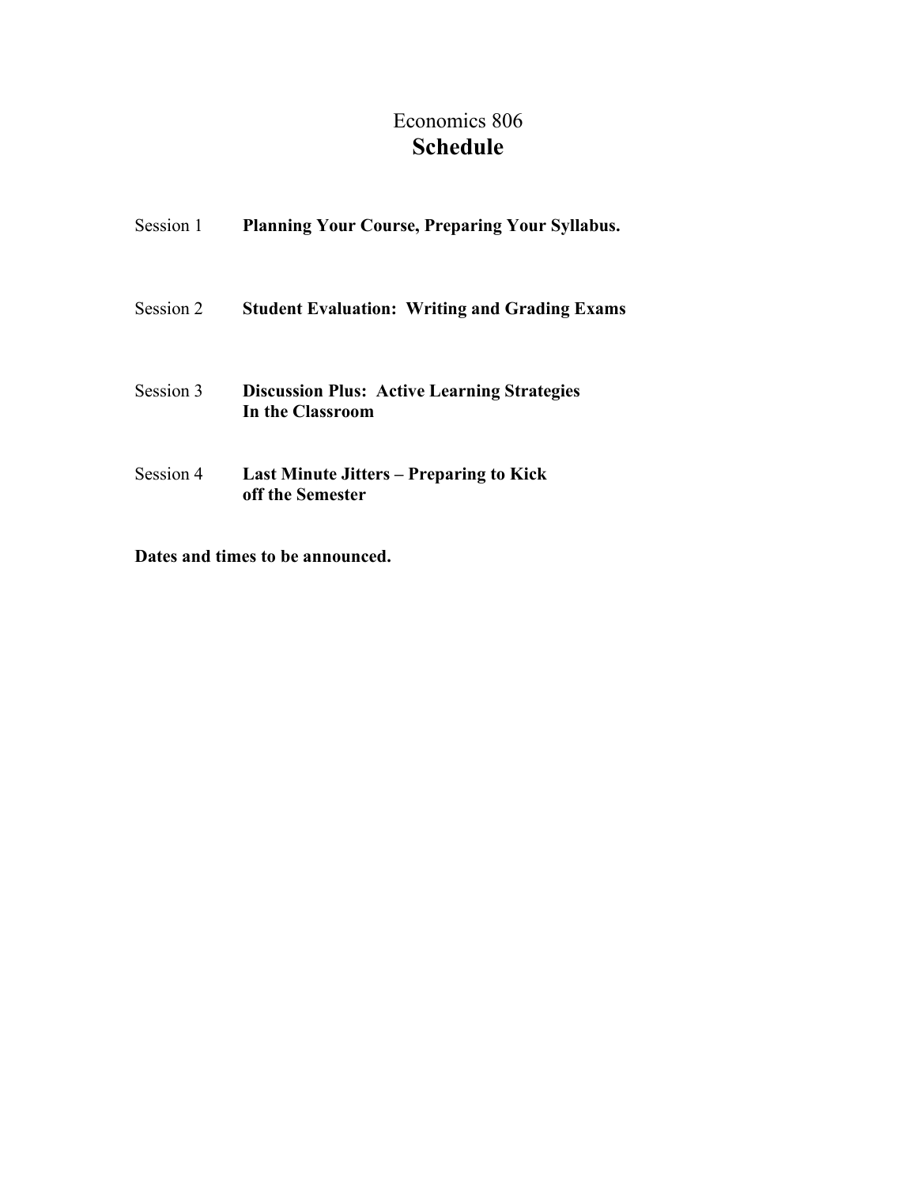# Economics 806
## Schedule

Session 1 **Planning Your Course, Preparing Your Syllabus.**

Session 2 **Student Evaluation: Writing and Grading Exams**

Session 3 **Discussion Plus: Active Learning Strategies In the Classroom**

Session 4 **Last Minute Jitters – Preparing to Kick off the Semester**

**Dates and times to be announced.**